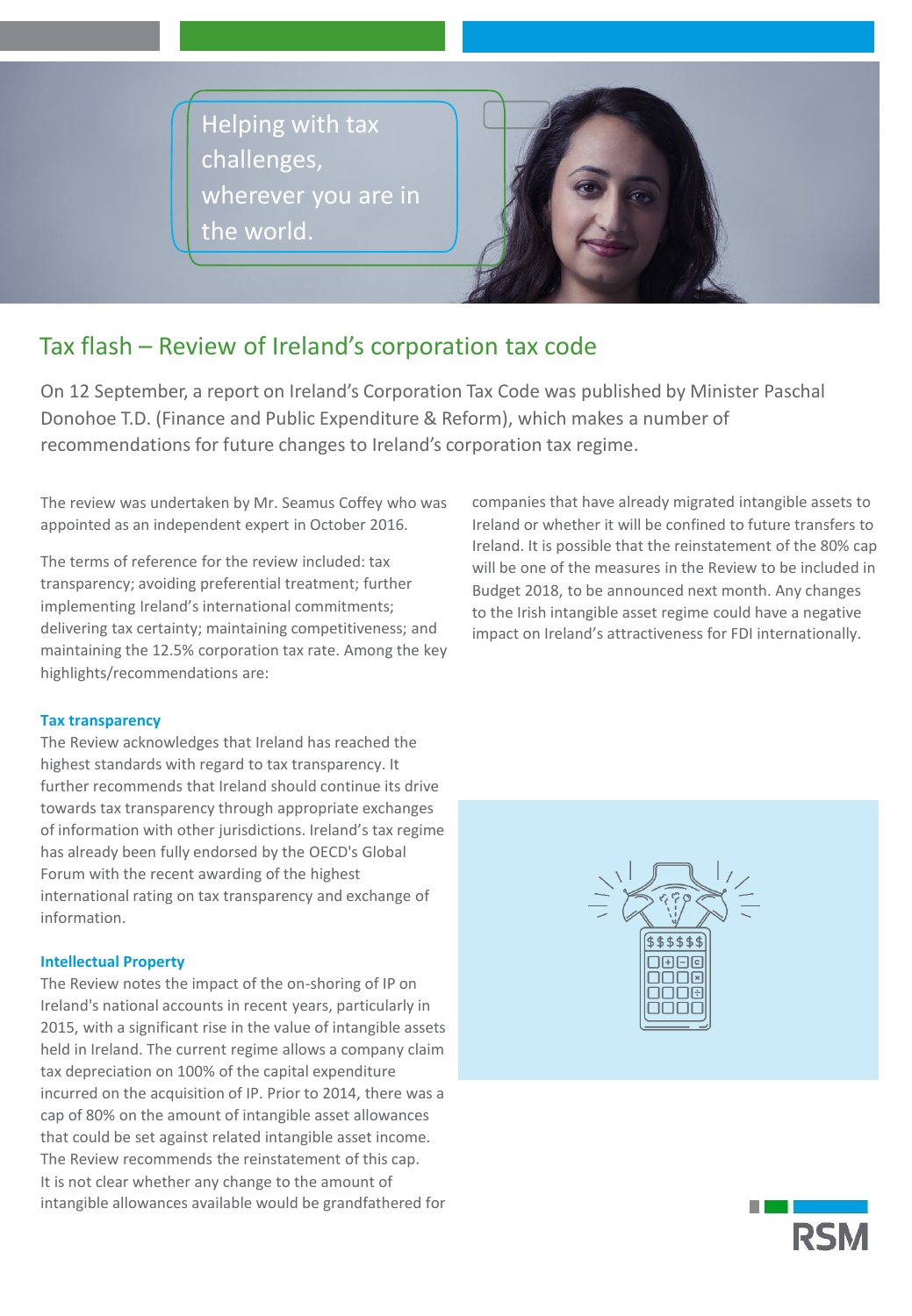Helping with tax challenges, wherever you are in the world.

# Tax flash – Review of Ireland's corporation tax code

On 12 September, a report on Ireland's Corporation Tax Code was published by Minister Paschal Donohoe T.D. (Finance and Public Expenditure & Reform), which makes a number of recommendations for future changes to Ireland's corporation tax regime.

The review was undertaken by Mr. Seamus Coffey who was appointed as an independent expert in October 2016.

The terms of reference for the review included: tax transparency; avoiding preferential treatment; further implementing Ireland's international commitments; delivering tax certainty; maintaining competitiveness; and maintaining the 12.5% corporation tax rate. Among the key highlights/recommendations are:

### Tax transparency

The Review acknowledges that Ireland has reached the highest standards with regard to tax transparency. It further recommends that Ireland should continue its drive towards tax transparency through appropriate exchanges of information with other jurisdictions. Ireland's tax regime has already been fully endorsed by the OECD's Global Forum with the recent awarding of the highest international rating on tax transparency and exchange of information.

### Intellectual Property

The Review notes the impact of the on-shoring of IP on Ireland's national accounts in recent years, particularly in 2015, with a significant rise in the value of intangible assets held in Ireland. The current regime allows a company claim tax depreciation on 100% of the capital expenditure incurred on the acquisition of IP. Prior to 2014, there was a cap of 80% on the amount of intangible asset allowances that could be set against related intangible asset income. The Review recommends the reinstatement of this cap. It is not clear whether any change to the amount of intangible allowances available would be grandfathered for companies that have already migrated intangible assets to Ireland or whether it will be confined to future transfers to Ireland. It is possible that the reinstatement of the 80% cap will be one of the measures in the Review to be included in Budget 2018, to be announced next month. Any changes to the Irish intangible asset regime could have a negative impact on Ireland's attractiveness for FDI internationally.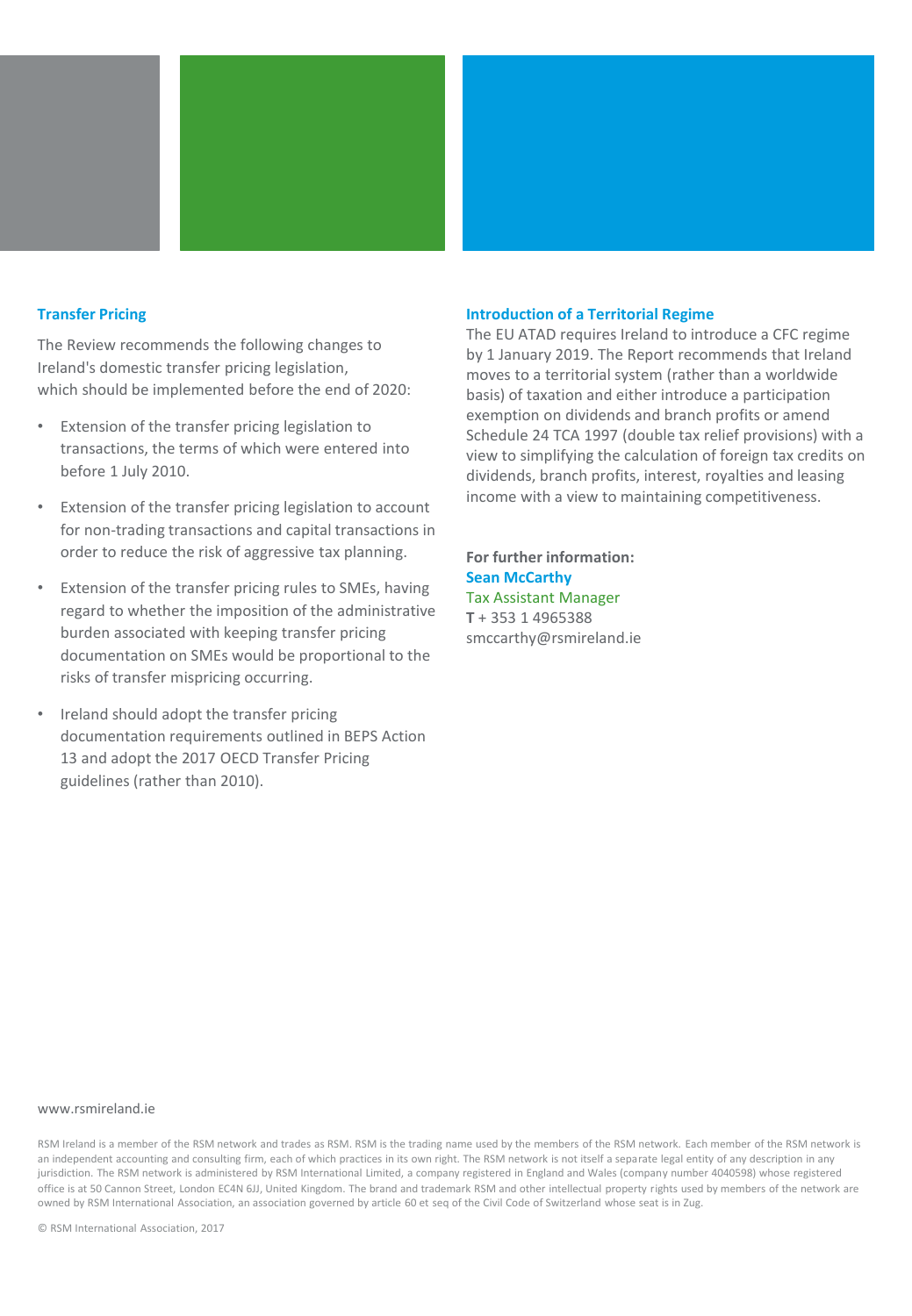### Transfer Pricing

The Review recommends the following changes to Ireland's domestic transfer pricing legislation, which should be implemented before the end of 2020:

- Extension of the transfer pricing legislation to transactions, the terms of which were entered into before 1 July 2010.
- Extension of the transfer pricing legislation to account for non-trading transactions and capital transactions in order to reduce the risk of aggressive tax planning.
- Extension of the transfer pricing rules to SMEs, having regard to whether the imposition of the administrative burden associated with keeping transfer pricing documentation on SMEs would be proportional to the risks of transfer mispricing occurring.
- Ireland should adopt the transfer pricing documentation requirements outlined in BEPS Action 13 and adopt the 2017 OECD Transfer Pricing guidelines (rather than 2010).

### Introduction of a Territorial Regime

The EU ATAD requires Ireland to introduce a CFC regime by 1 January 2019. The Report recommends that Ireland moves to a territorial system (rather than a worldwide basis) of taxation and either introduce a participation exemption on dividends and branch profits or amend Schedule 24 TCA 1997 (double tax relief provisions) with a view to simplifying the calculation of foreign tax credits on dividends, branch profits, interest, royalties and leasing income with a view to maintaining competitiveness.

**For further information:**
**Sean McCarthy**
Tax Assistant Manager
**T** + 353 1 4965388
smccarthy@rsmireland.ie

www.rsmireland.ie

RSM Ireland is a member of the RSM network and trades as RSM. RSM is the trading name used by the members of the RSM network. Each member of the RSM network is an independent accounting and consulting firm, each of which practices in its own right. The RSM network is not itself a separate legal entity of any description in any jurisdiction. The RSM network is administered by RSM International Limited, a company registered in England and Wales (company number 4040598) whose registered office is at 50 Cannon Street, London EC4N 6JJ, United Kingdom. The brand and trademark RSM and other intellectual property rights used by members of the network are owned by RSM International Association, an association governed by article 60 et seq of the Civil Code of Switzerland whose seat is in Zug.

© RSM International Association, 2017